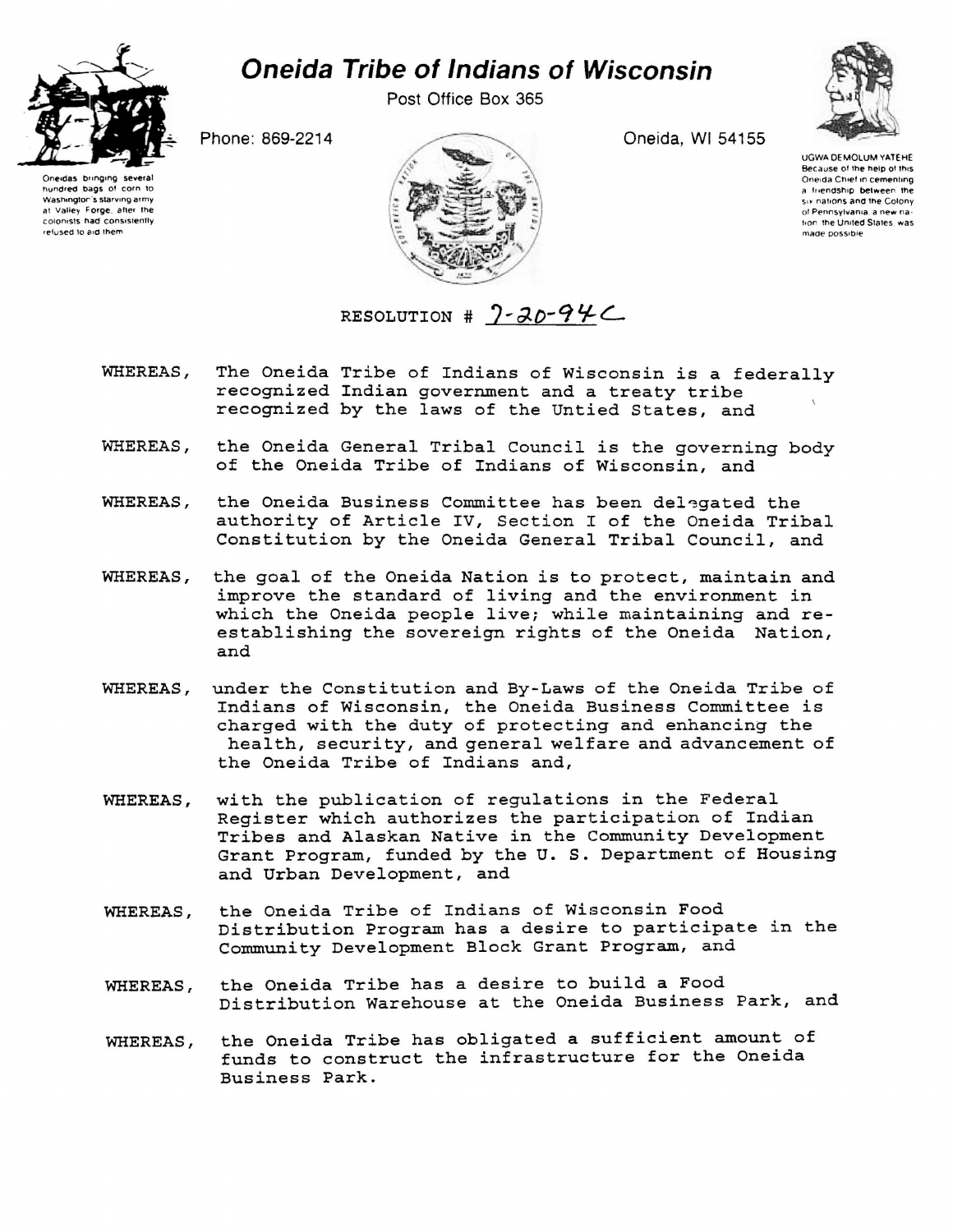# Oneida Tribe of Indians of Wisconsin

Post Office Box 365

Phone: 869-2214

Oneida, WI 54155

Oneidas bringing several hundred bags of corn to Washington's starving army at Valley Forge, after the colonists had consistently refused to aid them

UGWA DEMOLUM YATEHE
Because of the help of this Oneida Chief in cementing a friendship between the six nations and the Colony of Pennsylvania, a new nation, the United States, was made possible

RESOLUTION # 7-20-94C

WHEREAS, The Oneida Tribe of Indians of Wisconsin is a federally recognized Indian government and a treaty tribe recognized by the laws of the Untied States, and

WHEREAS, the Oneida General Tribal Council is the governing body of the Oneida Tribe of Indians of Wisconsin, and

WHEREAS, the Oneida Business Committee has been delegated the authority of Article IV, Section I of the Oneida Tribal Constitution by the Oneida General Tribal Council, and

WHEREAS, the goal of the Oneida Nation is to protect, maintain and improve the standard of living and the environment in which the Oneida people live; while maintaining and re-establishing the sovereign rights of the Oneida Nation, and

WHEREAS, under the Constitution and By-Laws of the Oneida Tribe of Indians of Wisconsin, the Oneida Business Committee is charged with the duty of protecting and enhancing the health, security, and general welfare and advancement of the Oneida Tribe of Indians and,

WHEREAS, with the publication of regulations in the Federal Register which authorizes the participation of Indian Tribes and Alaskan Native in the Community Development Grant Program, funded by the U. S. Department of Housing and Urban Development, and

WHEREAS, the Oneida Tribe of Indians of Wisconsin Food Distribution Program has a desire to participate in the Community Development Block Grant Program, and

WHEREAS, the Oneida Tribe has a desire to build a Food Distribution Warehouse at the Oneida Business Park, and

WHEREAS, the Oneida Tribe has obligated a sufficient amount of funds to construct the infrastructure for the Oneida Business Park.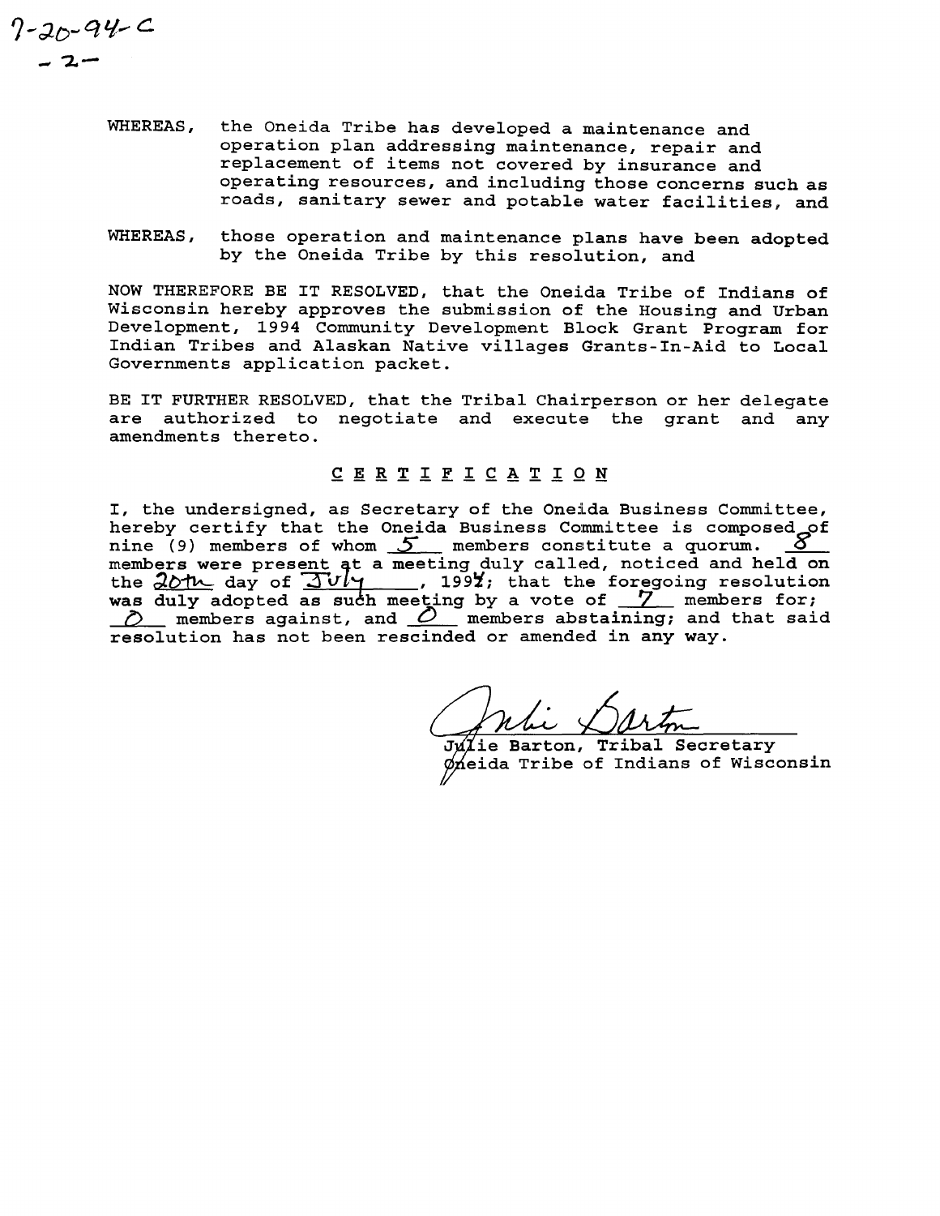7-20-94-C

WHEREAS, the Oneida Tribe has developed a maintenance and operation plan addressing maintenance, repair and replacement of items not covered by insurance and operating resources, and including those concerns such as roads, sanitary sewer and potable water facilities, and

WHEREAS, those operation and maintenance plans have been adopted by the Oneida Tribe by this resolution, and

NOW THEREFORE BE IT RESOLVED, that the Oneida Tribe of Indians of Wisconsin hereby approves the submission of the Housing and Urban Development, 1994 Community Development Block Grant Program for Indian Tribes and Alaskan Native villages Grants-In-Aid to Local Governments application packet.

BE IT FURTHER RESOLVED, that the Tribal Chairperson or her delegate are authorized to negotiate and execute the grant and any amendments thereto.

## CERTIFICATION

I, the undersigned, as Secretary of the Oneida Business Committee, hereby certify that the Oneida Business Committee is composed of nine (9) members of whom 5 members constitute a quorum. 8 members were present at a meeting duly called, noticed and held on the 20th day of July, 1994; that the foregoing resolution was duly adopted as such meeting by a vote of 7 members for; 0 members against, and 0 members abstaining; and that said resolution has not been rescinded or amended in any way.

Julie Barton, Tribal Secretary
Oneida Tribe of Indians of Wisconsin